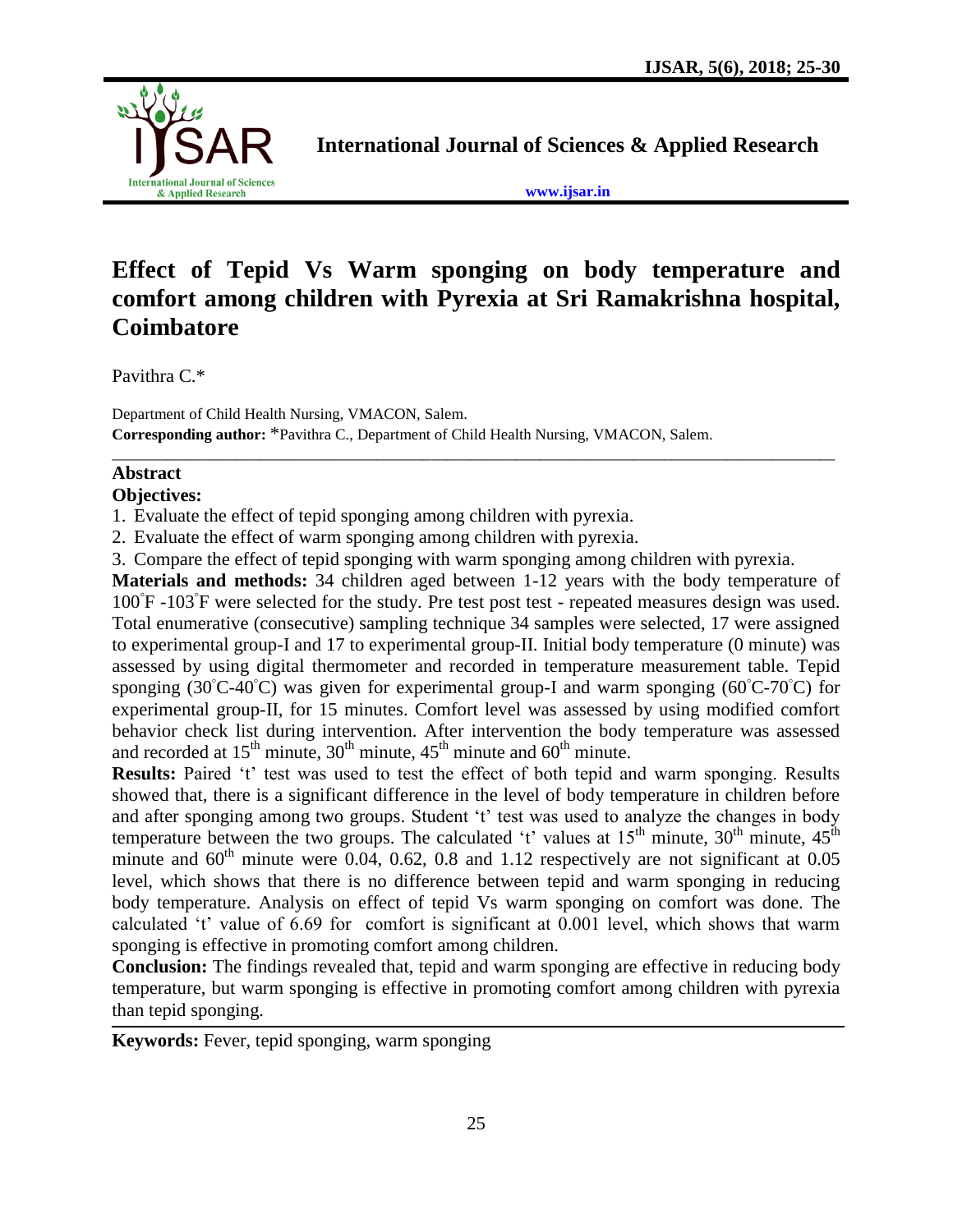# Effect of Tepid Vs Warm sponging on body temperature and comfort among children with Pyrexia at Sri Ramakrishna hospital, Coimbatore

Pavithra C.*

Department of Child Health Nursing, VMACON, Salem.
**Corresponding author:** *Pavithra C., Department of Child Health Nursing, VMACON, Salem.

---

**Abstract**

**Objectives:**

1. Evaluate the effect of tepid sponging among children with pyrexia.
2. Evaluate the effect of warm sponging among children with pyrexia.
3. Compare the effect of tepid sponging with warm sponging among children with pyrexia.

**Materials and methods:** 34 children aged between 1-12 years with the body temperature of 100˚F -103˚F were selected for the study. Pre test post test - repeated measures design was used. Total enumerative (consecutive) sampling technique 34 samples were selected, 17 were assigned to experimental group-I and 17 to experimental group-II. Initial body temperature (0 minute) was assessed by using digital thermometer and recorded in temperature measurement table. Tepid sponging (30˚C-40˚C) was given for experimental group-I and warm sponging (60˚C-70˚C) for experimental group-II, for 15 minutes. Comfort level was assessed by using modified comfort behavior check list during intervention. After intervention the body temperature was assessed and recorded at 15th minute, 30th minute, 45th minute and 60th minute.

**Results:** Paired 't' test was used to test the effect of both tepid and warm sponging. Results showed that, there is a significant difference in the level of body temperature in children before and after sponging among two groups. Student 't' test was used to analyze the changes in body temperature between the two groups. The calculated 't' values at 15th minute, 30th minute, 45th minute and 60th minute were 0.04, 0.62, 0.8 and 1.12 respectively are not significant at 0.05 level, which shows that there is no difference between tepid and warm sponging in reducing body temperature. Analysis on effect of tepid Vs warm sponging on comfort was done. The calculated 't' value of 6.69 for comfort is significant at 0.001 level, which shows that warm sponging is effective in promoting comfort among children.

**Conclusion:** The findings revealed that, tepid and warm sponging are effective in reducing body temperature, but warm sponging is effective in promoting comfort among children with pyrexia than tepid sponging.

---

**Keywords:** Fever, tepid sponging, warm sponging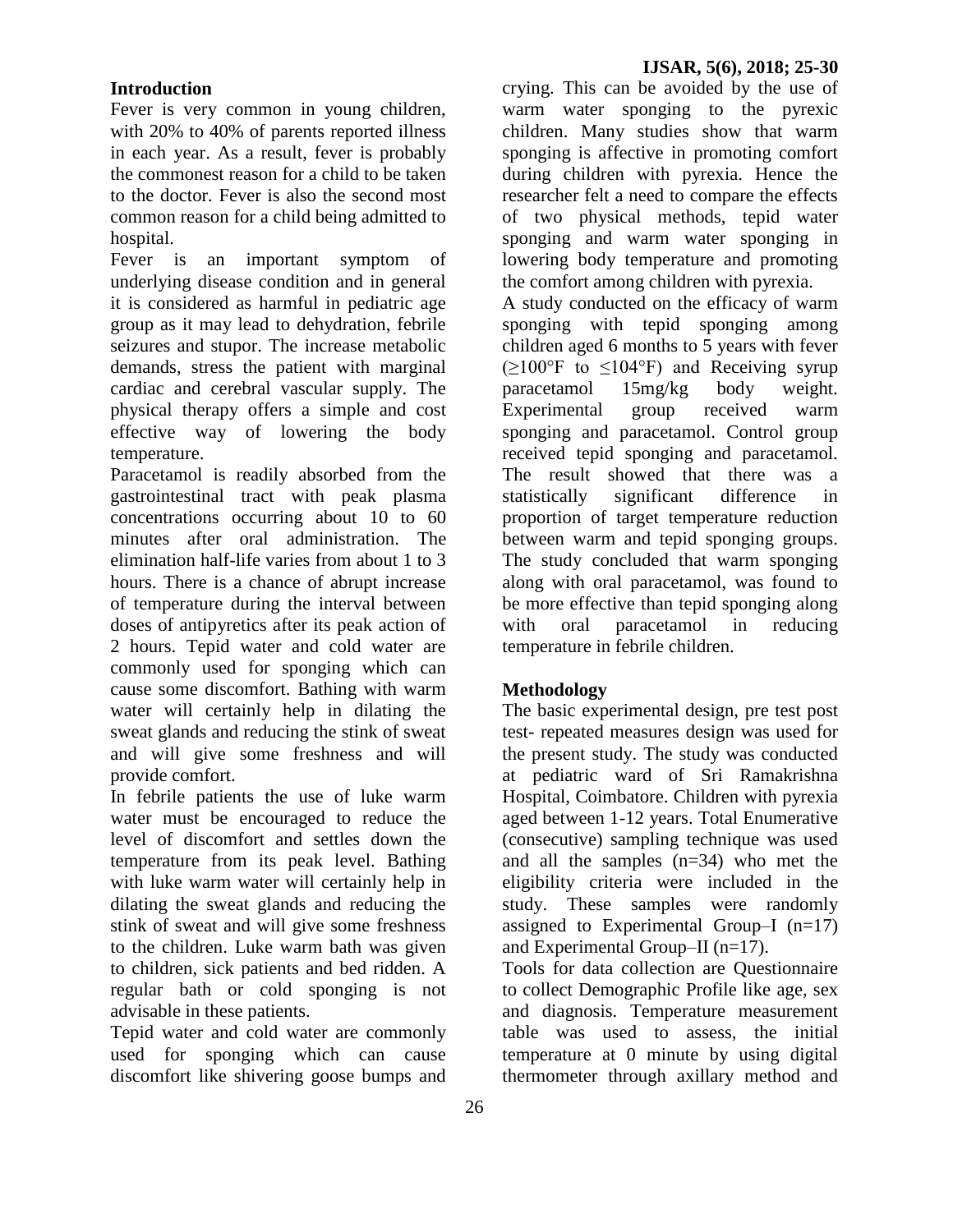## Introduction

Fever is very common in young children, with 20% to 40% of parents reported illness in each year. As a result, fever is probably the commonest reason for a child to be taken to the doctor. Fever is also the second most common reason for a child being admitted to hospital.

Fever is an important symptom of underlying disease condition and in general it is considered as harmful in pediatric age group as it may lead to dehydration, febrile seizures and stupor. The increase metabolic demands, stress the patient with marginal cardiac and cerebral vascular supply. The physical therapy offers a simple and cost effective way of lowering the body temperature.

Paracetamol is readily absorbed from the gastrointestinal tract with peak plasma concentrations occurring about 10 to 60 minutes after oral administration. The elimination half-life varies from about 1 to 3 hours. There is a chance of abrupt increase of temperature during the interval between doses of antipyretics after its peak action of 2 hours. Tepid water and cold water are commonly used for sponging which can cause some discomfort. Bathing with warm water will certainly help in dilating the sweat glands and reducing the stink of sweat and will give some freshness and will provide comfort.

In febrile patients the use of luke warm water must be encouraged to reduce the level of discomfort and settles down the temperature from its peak level. Bathing with luke warm water will certainly help in dilating the sweat glands and reducing the stink of sweat and will give some freshness to the children. Luke warm bath was given to children, sick patients and bed ridden. A regular bath or cold sponging is not advisable in these patients.

Tepid water and cold water are commonly used for sponging which can cause discomfort like shivering goose bumps and crying. This can be avoided by the use of warm water sponging to the pyrexic children. Many studies show that warm sponging is affective in promoting comfort during children with pyrexia. Hence the researcher felt a need to compare the effects of two physical methods, tepid water sponging and warm water sponging in lowering body temperature and promoting the comfort among children with pyrexia.

A study conducted on the efficacy of warm sponging with tepid sponging among children aged 6 months to 5 years with fever (≥100°F to ≤104°F) and Receiving syrup paracetamol 15mg/kg body weight. Experimental group received warm sponging and paracetamol. Control group received tepid sponging and paracetamol. The result showed that there was a statistically significant difference in proportion of target temperature reduction between warm and tepid sponging groups. The study concluded that warm sponging along with oral paracetamol, was found to be more effective than tepid sponging along with oral paracetamol in reducing temperature in febrile children.

## Methodology

The basic experimental design, pre test post test- repeated measures design was used for the present study. The study was conducted at pediatric ward of Sri Ramakrishna Hospital, Coimbatore. Children with pyrexia aged between 1-12 years. Total Enumerative (consecutive) sampling technique was used and all the samples (n=34) who met the eligibility criteria were included in the study. These samples were randomly assigned to Experimental Group–I (n=17) and Experimental Group–II (n=17).

Tools for data collection are Questionnaire to collect Demographic Profile like age, sex and diagnosis. Temperature measurement table was used to assess, the initial temperature at 0 minute by using digital thermometer through axillary method and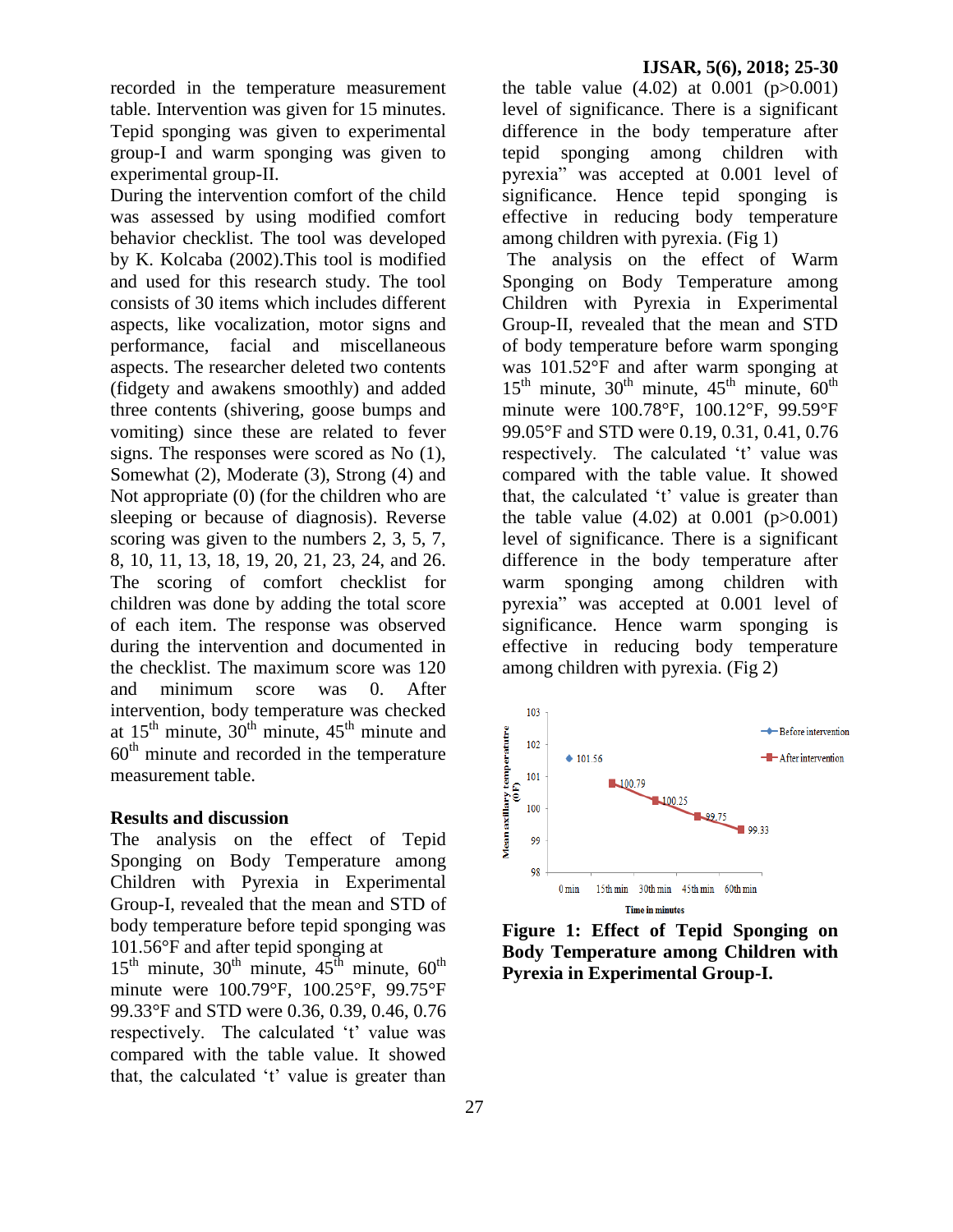recorded in the temperature measurement table. Intervention was given for 15 minutes. Tepid sponging was given to experimental group-I and warm sponging was given to experimental group-II.

During the intervention comfort of the child was assessed by using modified comfort behavior checklist. The tool was developed by K. Kolcaba (2002).This tool is modified and used for this research study. The tool consists of 30 items which includes different aspects, like vocalization, motor signs and performance, facial and miscellaneous aspects. The researcher deleted two contents (fidgety and awakens smoothly) and added three contents (shivering, goose bumps and vomiting) since these are related to fever signs. The responses were scored as No (1), Somewhat (2), Moderate (3), Strong (4) and Not appropriate (0) (for the children who are sleeping or because of diagnosis). Reverse scoring was given to the numbers 2, 3, 5, 7, 8, 10, 11, 13, 18, 19, 20, 21, 23, 24, and 26. The scoring of comfort checklist for children was done by adding the total score of each item. The response was observed during the intervention and documented in the checklist. The maximum score was 120 and minimum score was 0. After intervention, body temperature was checked at 15$^{th}$ minute, 30$^{th}$ minute, 45$^{th}$ minute and 60$^{th}$ minute and recorded in the temperature measurement table.

## Results and discussion

The analysis on the effect of Tepid Sponging on Body Temperature among Children with Pyrexia in Experimental Group-I, revealed that the mean and STD of body temperature before tepid sponging was 101.56°F and after tepid sponging at 15$^{th}$ minute, 30$^{th}$ minute, 45$^{th}$ minute, 60$^{th}$ minute were 100.79°F, 100.25°F, 99.75°F 99.33°F and STD were 0.36, 0.39, 0.46, 0.76 respectively. The calculated 't' value was compared with the table value. It showed that, the calculated 't' value is greater than the table value (4.02) at 0.001 ($p>0.001$) level of significance. There is a significant difference in the body temperature after tepid sponging among children with pyrexia" was accepted at 0.001 level of significance. Hence tepid sponging is effective in reducing body temperature among children with pyrexia. (Fig 1)

The analysis on the effect of Warm Sponging on Body Temperature among Children with Pyrexia in Experimental Group-II, revealed that the mean and STD of body temperature before warm sponging was 101.52°F and after warm sponging at 15$^{th}$ minute, 30$^{th}$ minute, 45$^{th}$ minute, 60$^{th}$ minute were 100.78°F, 100.12°F, 99.59°F 99.05°F and STD were 0.19, 0.31, 0.41, 0.76 respectively. The calculated 't' value was compared with the table value. It showed that, the calculated 't' value is greater than the table value (4.02) at 0.001 ($p>0.001$) level of significance. There is a significant difference in the body temperature after warm sponging among children with pyrexia" was accepted at 0.001 level of significance. Hence warm sponging is effective in reducing body temperature among children with pyrexia. (Fig 2)

**Figure 1: Effect of Tepid Sponging on Body Temperature among Children with Pyrexia in Experimental Group-I.**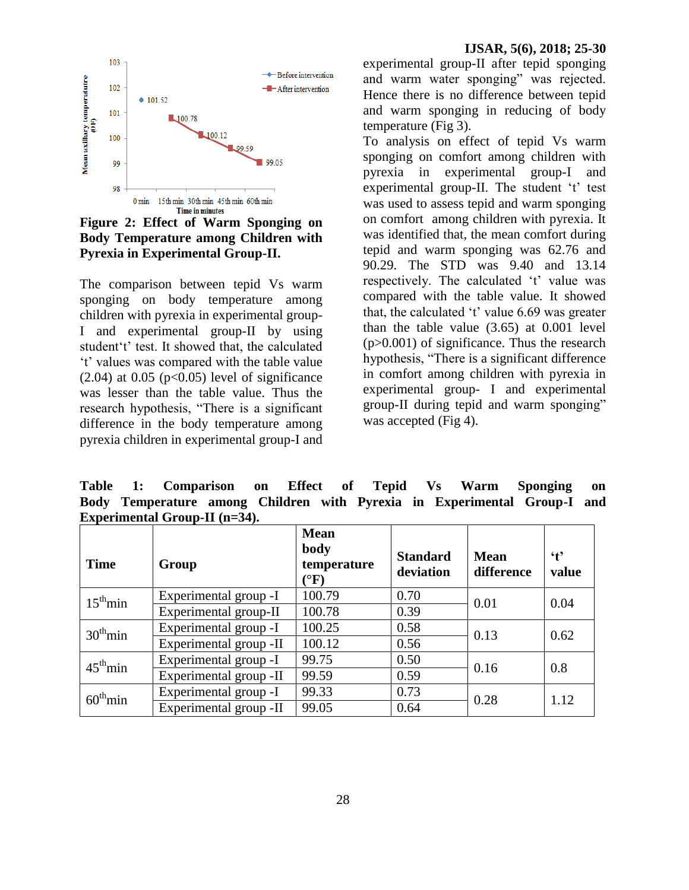**Figure 2: Effect of Warm Sponging on Body Temperature among Children with Pyrexia in Experimental Group-II.**

The comparison between tepid Vs warm sponging on body temperature among children with pyrexia in experimental group-I and experimental group-II by using student't' test. It showed that, the calculated 't' values was compared with the table value (2.04) at 0.05 ($p<0.05$) level of significance was lesser than the table value. Thus the research hypothesis, "There is a significant difference in the body temperature among pyrexia children in experimental group-I and experimental group-II after tepid sponging and warm water sponging" was rejected. Hence there is no difference between tepid and warm sponging in reducing of body temperature (Fig 3).

To analysis on effect of tepid Vs warm sponging on comfort among children with pyrexia in experimental group-I and experimental group-II. The student 't' test was used to assess tepid and warm sponging on comfort among children with pyrexia. It was identified that, the mean comfort during tepid and warm sponging was 62.76 and 90.29. The STD was 9.40 and 13.14 respectively. The calculated 't' value was compared with the table value. It showed that, the calculated 't' value 6.69 was greater than the table value (3.65) at 0.001 level ($p>0.001$) of significance. Thus the research hypothesis, "There is a significant difference in comfort among children with pyrexia in experimental group- I and experimental group-II during tepid and warm sponging" was accepted (Fig 4).

**Table 1: Comparison on Effect of Tepid Vs Warm Sponging on Body Temperature among Children with Pyrexia in Experimental Group-I and Experimental Group-II (n=34).**

| Time | Group | Mean body temperature (°F) | Standard deviation | Mean difference | 't' value |
|---|---|---|---|---|---|
| $15^{th}$min | Experimental group -I | 100.79 | 0.70 | 0.01 | 0.04 |
| | Experimental group-II | 100.78 | 0.39 | | |
| $30^{th}$min | Experimental group -I | 100.25 | 0.58 | 0.13 | 0.62 |
| | Experimental group -II | 100.12 | 0.56 | | |
| $45^{th}$min | Experimental group -I | 99.75 | 0.50 | 0.16 | 0.8 |
| | Experimental group -II | 99.59 | 0.59 | | |
| $60^{th}$min | Experimental group -I | 99.33 | 0.73 | 0.28 | 1.12 |
| | Experimental group -II | 99.05 | 0.64 | | |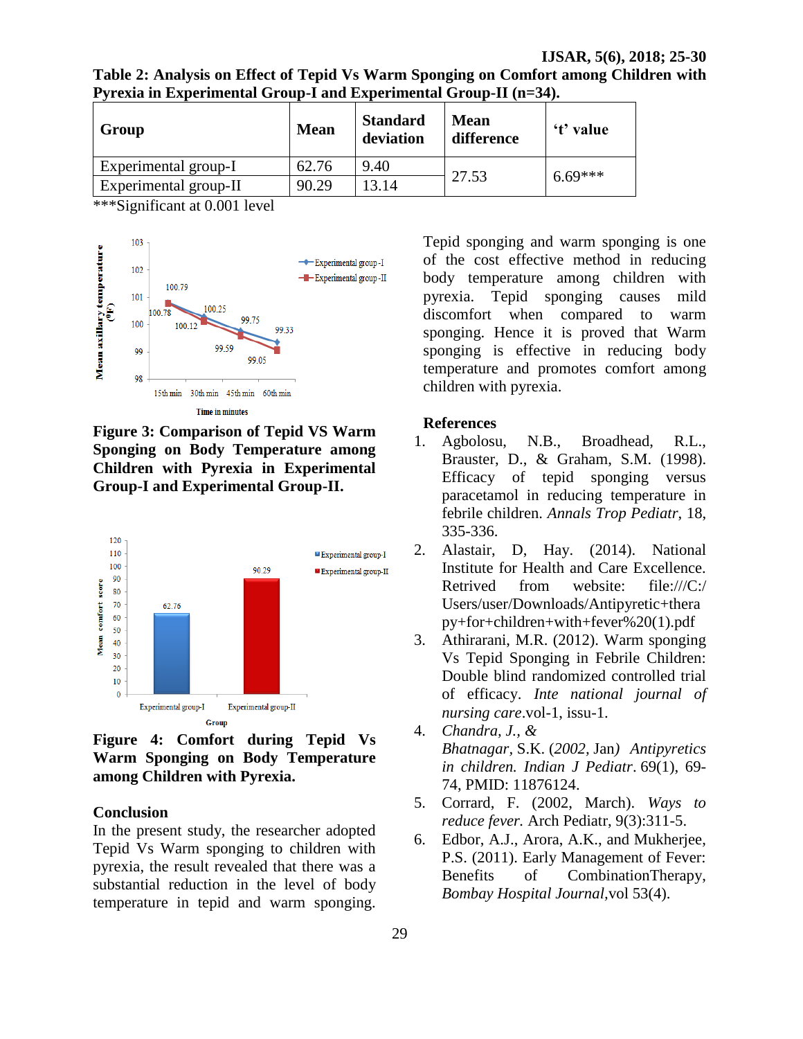**Table 2: Analysis on Effect of Tepid Vs Warm Sponging on Comfort among Children with Pyrexia in Experimental Group-I and Experimental Group-II (n=34).**

| Group | Mean | Standard deviation | Mean difference | 't' value |
|---|---|---|---|---|
| Experimental group-I | 62.76 | 9.40 | 27.53 | 6.69*** |
| Experimental group-II | 90.29 | 13.14 | | |

***Significant at 0.001 level

**Figure 3: Comparison of Tepid VS Warm Sponging on Body Temperature among Children with Pyrexia in Experimental Group-I and Experimental Group-II.**

**Figure 4: Comfort during Tepid Vs Warm Sponging on Body Temperature among Children with Pyrexia.**

## Conclusion

In the present study, the researcher adopted Tepid Vs Warm sponging to children with pyrexia, the result revealed that there was a substantial reduction in the level of body temperature in tepid and warm sponging. Tepid sponging and warm sponging is one of the cost effective method in reducing body temperature among children with pyrexia. Tepid sponging causes mild discomfort when compared to warm sponging. Hence it is proved that Warm sponging is effective in reducing body temperature and promotes comfort among children with pyrexia.

## References

1. Agbolosu, N.B., Broadhead, R.L., Brauster, D., & Graham, S.M. (1998). Efficacy of tepid sponging versus paracetamol in reducing temperature in febrile children. *Annals Trop Pediatr*, 18, 335-336.
2. Alastair, D, Hay. (2014). National Institute for Health and Care Excellence. Retrived from website: file:///C:/Users/user/Downloads/Antipyretic+therapy+for+children+with+fever%20(1).pdf
3. Athirarani, M.R. (2012). Warm sponging Vs Tepid Sponging in Febrile Children: Double blind randomized controlled trial of efficacy. *Inte national journal of nursing care*.vol-1, issu-1.
4. *Chandra, J., &* Bhatnagar, S.K. (*2002,* Jan*) Antipyretics in children. Indian J Pediatr*. 69(1), 69-74, PMID: 11876124.
5. Corrard, F. (2002, March). *Ways to reduce fever.* Arch Pediatr, 9(3):311-5.
6. Edbor, A.J., Arora, A.K., and Mukherjee, P.S. (2011). Early Management of Fever: Benefits of CombinationTherapy, *Bombay Hospital Journal*,vol 53(4).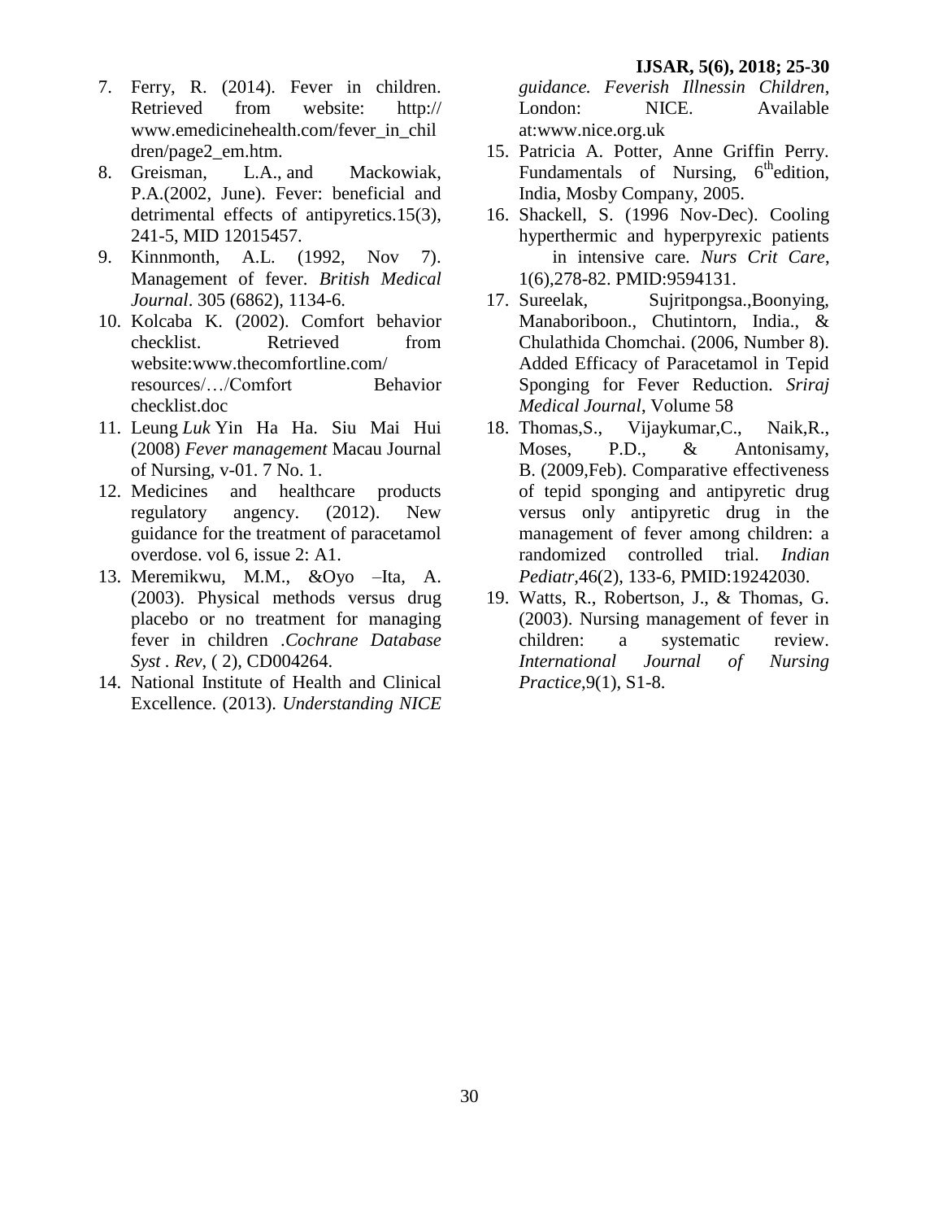7. Ferry, R. (2014). Fever in children. Retrieved from website: http:// www.emedicinehealth.com/fever_in_children/page2_em.htm.
8. Greisman, L.A., and Mackowiak, P.A.(2002, June). Fever: beneficial and detrimental effects of antipyretics.15(3), 241-5, MID 12015457.
9. Kinnmonth, A.L. (1992, Nov 7). Management of fever. *British Medical Journal*. 305 (6862), 1134-6.
10. Kolcaba K. (2002). Comfort behavior checklist. Retrieved from website:www.thecomfortline.com/ resources/…/Comfort Behavior checklist.doc
11. Leung *Luk* Yin Ha Ha. Siu Mai Hui (2008) *Fever management* Macau Journal of Nursing, v-01. 7 No. 1.
12. Medicines and healthcare products regulatory angency. (2012). New guidance for the treatment of paracetamol overdose. vol 6, issue 2: A1.
13. Meremikwu, M.M., &Oyo –Ita, A. (2003). Physical methods versus drug placebo or no treatment for managing fever in children .*Cochrane Database Syst . Rev*, ( 2), CD004264.
14. National Institute of Health and Clinical Excellence. (2013). *Understanding NICE guidance. Feverish Illnessin Children*, London: NICE. Available at:www.nice.org.uk
15. Patricia A. Potter, Anne Griffin Perry. Fundamentals of Nursing, 6th edition, India, Mosby Company, 2005.
16. Shackell, S. (1996 Nov-Dec). Cooling hyperthermic and hyperpyrexic patients in intensive care. *Nurs Crit Care*, 1(6),278-82. PMID:9594131.
17. Sureelak, Sujritpongsa.,Boonying, Manaboriboon., Chutintorn, India., & Chulathida Chomchai. (2006, Number 8). Added Efficacy of Paracetamol in Tepid Sponging for Fever Reduction. *Sriraj Medical Journal*, Volume 58
18. Thomas,S., Vijaykumar,C., Naik,R., Moses, P.D., & Antonisamy, B. (2009,Feb). Comparative effectiveness of tepid sponging and antipyretic drug versus only antipyretic drug in the management of fever among children: a randomized controlled trial. *Indian Pediatr*,46(2), 133-6, PMID:19242030.
19. Watts, R., Robertson, J., & Thomas, G. (2003). Nursing management of fever in children: a systematic review. *International Journal of Nursing Practice*,9(1), S1-8.